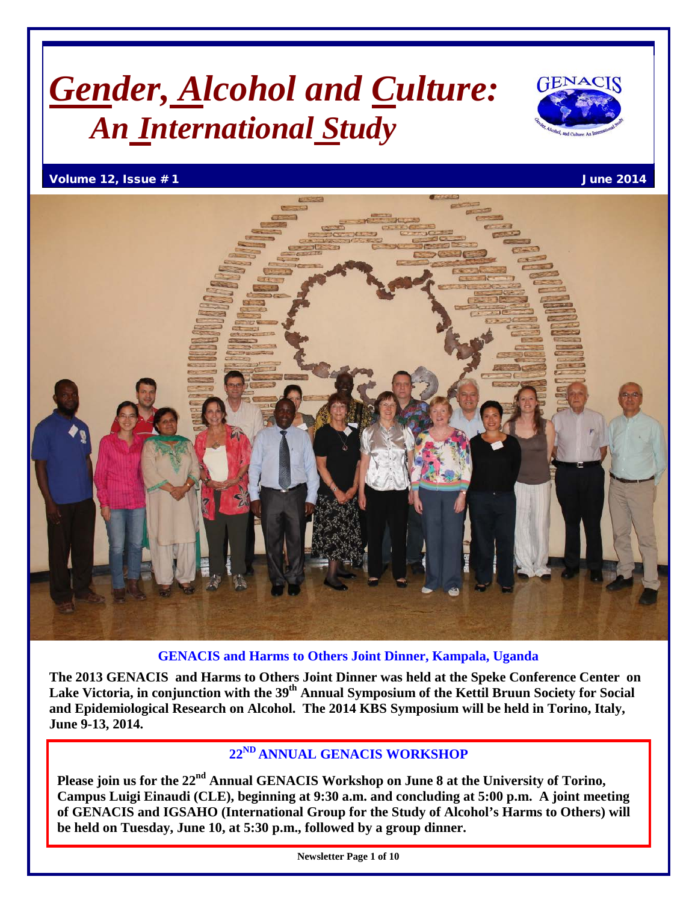# *Gender, Alcohol and Culture: An International Study*

**Volume 12, Issue # 1** **June 2014**

### GENACIS and Harms to Others Joint Dinner, Kampala, Uganda

**The 2013 GENACIS and Harms to Others Joint Dinner was held at the Speke Conference Center on Lake Victoria, in conjunction with the 39th Annual Symposium of the Kettil Bruun Society for Social and Epidemiological Research on Alcohol. The 2014 KBS Symposium will be held in Torino, Italy, June 9-13, 2014.**

## 22ND ANNUAL GENACIS WORKSHOP

**Please join us for the 22nd Annual GENACIS Workshop on June 8 at the University of Torino, Campus Luigi Einaudi (CLE), beginning at 9:30 a.m. and concluding at 5:00 p.m. A joint meeting of GENACIS and IGSAHO (International Group for the Study of Alcohol's Harms to Others) will be held on Tuesday, June 10, at 5:30 p.m., followed by a group dinner.**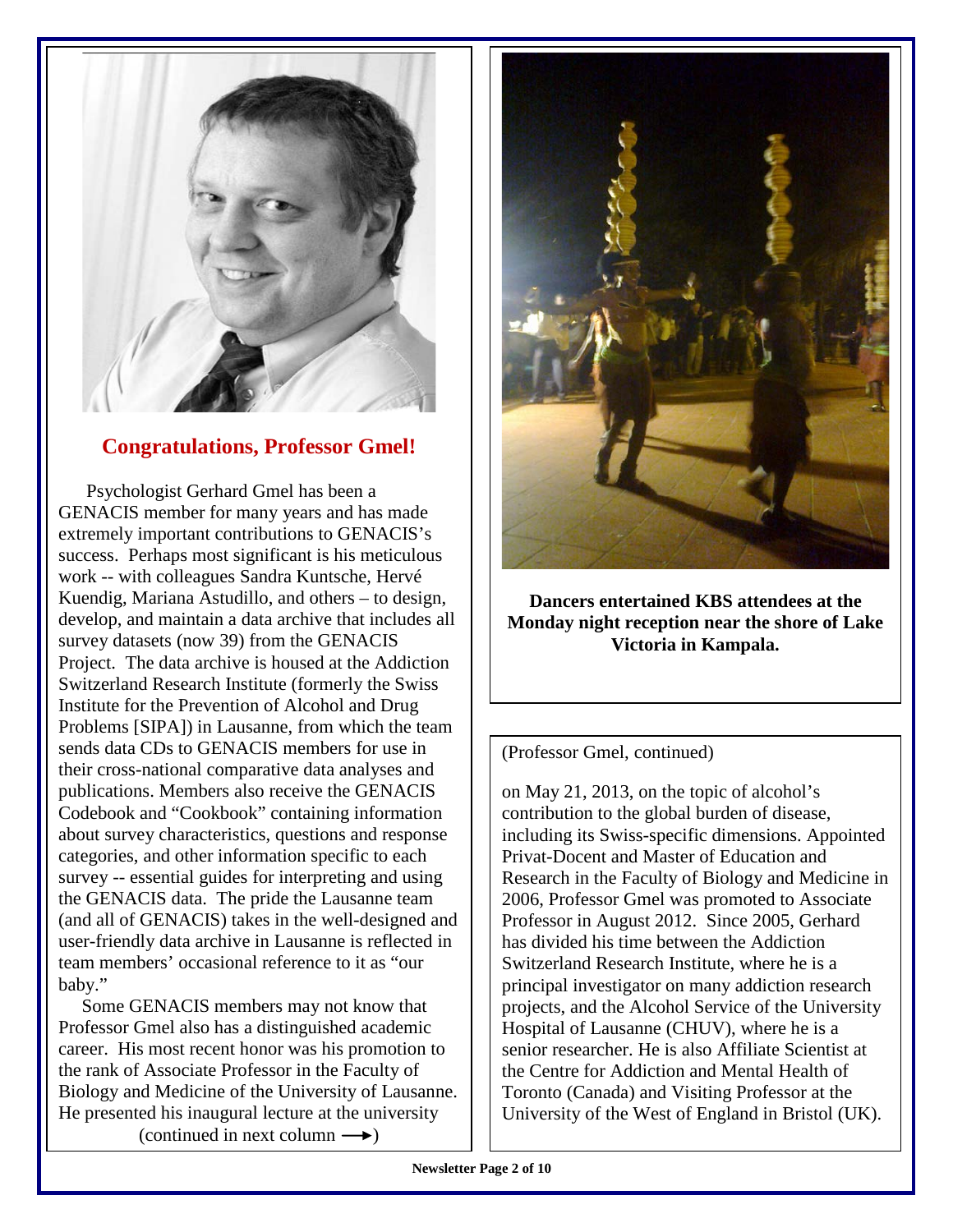## Congratulations, Professor Gmel!

Psychologist Gerhard Gmel has been a GENACIS member for many years and has made extremely important contributions to GENACIS's success. Perhaps most significant is his meticulous work -- with colleagues Sandra Kuntsche, Hervé Kuendig, Mariana Astudillo, and others – to design, develop, and maintain a data archive that includes all survey datasets (now 39) from the GENACIS Project. The data archive is housed at the Addiction Switzerland Research Institute (formerly the Swiss Institute for the Prevention of Alcohol and Drug Problems [SIPA]) in Lausanne, from which the team sends data CDs to GENACIS members for use in their cross-national comparative data analyses and publications. Members also receive the GENACIS Codebook and "Cookbook" containing information about survey characteristics, questions and response categories, and other information specific to each survey -- essential guides for interpreting and using the GENACIS data. The pride the Lausanne team (and all of GENACIS) takes in the well-designed and user-friendly data archive in Lausanne is reflected in team members' occasional reference to it as "our baby."

Some GENACIS members may not know that Professor Gmel also has a distinguished academic career. His most recent honor was his promotion to the rank of Associate Professor in the Faculty of Biology and Medicine of the University of Lausanne. He presented his inaugural lecture at the university on May 21, 2013, on the topic of alcohol's contribution to the global burden of disease, including its Swiss-specific dimensions. Appointed Privat-Docent and Master of Education and Research in the Faculty of Biology and Medicine in 2006, Professor Gmel was promoted to Associate Professor in August 2012. Since 2005, Gerhard has divided his time between the Addiction Switzerland Research Institute, where he is a principal investigator on many addiction research projects, and the Alcohol Service of the University Hospital of Lausanne (CHUV), where he is a senior researcher. He is also Affiliate Scientist at the Centre for Addiction and Mental Health of Toronto (Canada) and Visiting Professor at the University of the West of England in Bristol (UK).

**Dancers entertained KBS attendees at the Monday night reception near the shore of Lake Victoria in Kampala.**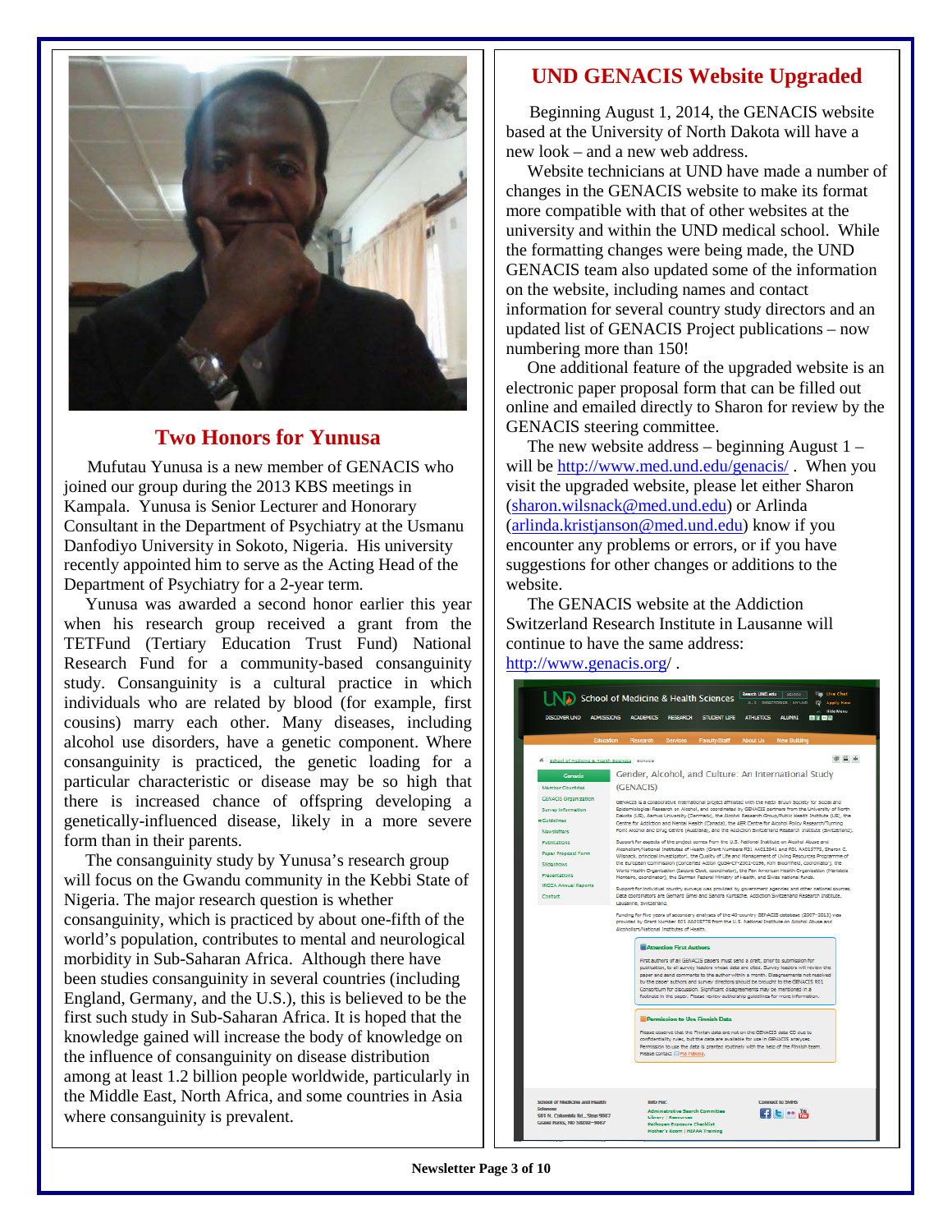## Two Honors for Yunusa

Mufutau Yunusa is a new member of GENACIS who joined our group during the 2013 KBS meetings in Kampala. Yunusa is Senior Lecturer and Honorary Consultant in the Department of Psychiatry at the Usmanu Danfodiyo University in Sokoto, Nigeria. His university recently appointed him to serve as the Acting Head of the Department of Psychiatry for a 2-year term.

Yunusa was awarded a second honor earlier this year when his research group received a grant from the TETFund (Tertiary Education Trust Fund) National Research Fund for a community-based consanguinity study. Consanguinity is a cultural practice in which individuals who are related by blood (for example, first cousins) marry each other. Many diseases, including alcohol use disorders, have a genetic component. Where consanguinity is practiced, the genetic loading for a particular characteristic or disease may be so high that there is increased chance of offspring developing a genetically-influenced disease, likely in a more severe form than in their parents.

The consanguinity study by Yunusa's research group will focus on the Gwandu community in the Kebbi State of Nigeria. The major research question is whether consanguinity, which is practiced by about one-fifth of the world's population, contributes to mental and neurological morbidity in Sub-Saharan Africa. Although there have been studies consanguinity in several countries (including England, Germany, and the U.S.), this is believed to be the first such study in Sub-Saharan Africa. It is hoped that the knowledge gained will increase the body of knowledge on the influence of consanguinity on disease distribution among at least 1.2 billion people worldwide, particularly in the Middle East, North Africa, and some countries in Asia where consanguinity is prevalent.

## UND GENACIS Website Upgraded

Beginning August 1, 2014, the GENACIS website based at the University of North Dakota will have a new look – and a new web address.

Website technicians at UND have made a number of changes in the GENACIS website to make its format more compatible with that of other websites at the university and within the UND medical school. While the formatting changes were being made, the UND GENACIS team also updated some of the information on the website, including names and contact information for several country study directors and an updated list of GENACIS Project publications – now numbering more than 150!

One additional feature of the upgraded website is an electronic paper proposal form that can be filled out online and emailed directly to Sharon for review by the GENACIS steering committee.

The new website address – beginning August 1 – will be http://www.med.und.edu/genacis/ . When you visit the upgraded website, please let either Sharon (sharon.wilsnack@med.und.edu) or Arlinda (arlinda.kristjanson@med.und.edu) know if you encounter any problems or errors, or if you have suggestions for other changes or additions to the website.

The GENACIS website at the Addiction Switzerland Research Institute in Lausanne will continue to have the same address: http://www.genacis.org/ .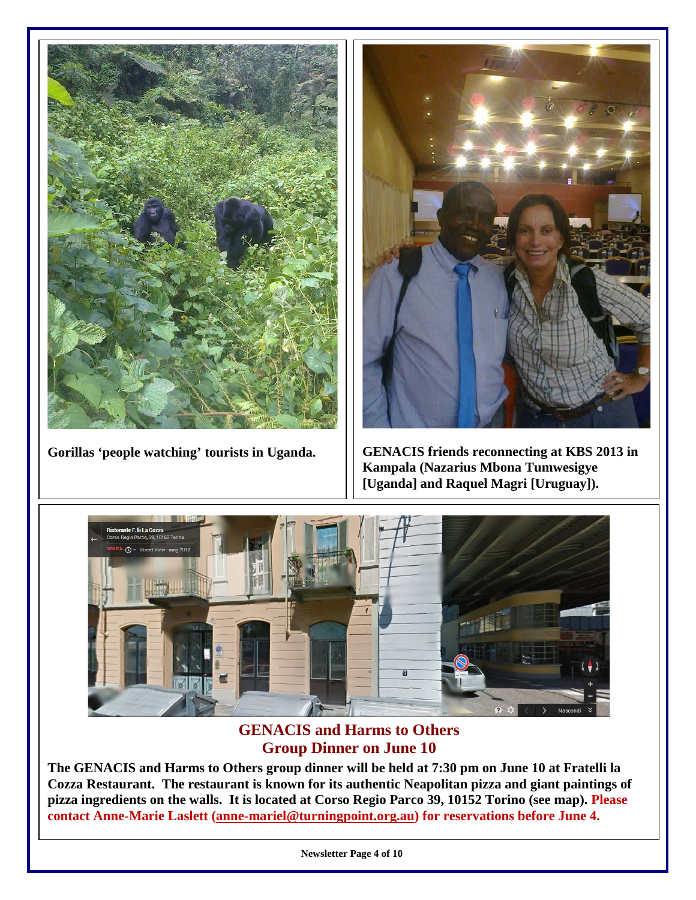Gorillas 'people watching' tourists in Uganda.

GENACIS friends reconnecting at KBS 2013 in Kampala (Nazarius Mbona Tumwesigye [Uganda] and Raquel Magri [Uruguay]).

## GENACIS and Harms to Others Group Dinner on June 10

**The GENACIS and Harms to Others group dinner will be held at 7:30 pm on June 10 at Fratelli la Cozza Restaurant. The restaurant is known for its authentic Neapolitan pizza and giant paintings of pizza ingredients on the walls. It is located at Corso Regio Parco 39, 10152 Torino (see map). Please contact Anne-Marie Laslett (anne-mariel@turningpoint.org.au) for reservations before June 4.**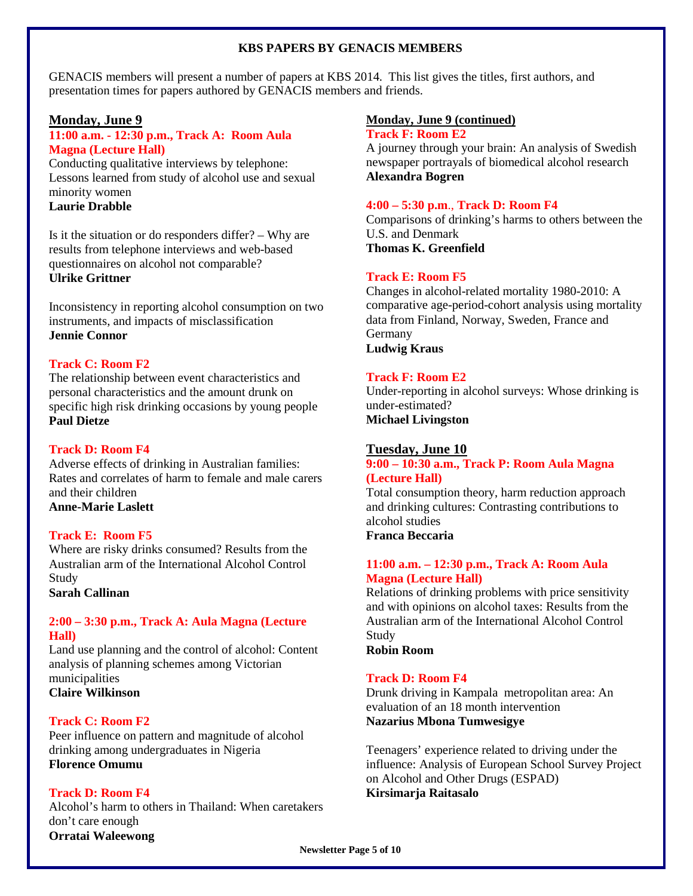## KBS PAPERS BY GENACIS MEMBERS

GENACIS members will present a number of papers at KBS 2014. This list gives the titles, first authors, and presentation times for papers authored by GENACIS members and friends.

### Monday, June 9

**11:00 a.m. - 12:30 p.m., Track A: Room Aula Magna (Lecture Hall)**

Conducting qualitative interviews by telephone: Lessons learned from study of alcohol use and sexual minority women
**Laurie Drabble**

Is it the situation or do responders differ? – Why are results from telephone interviews and web-based questionnaires on alcohol not comparable?
**Ulrike Grittner**

Inconsistency in reporting alcohol consumption on two instruments, and impacts of misclassification
**Jennie Connor**

**Track C: Room F2**

The relationship between event characteristics and personal characteristics and the amount drunk on specific high risk drinking occasions by young people
**Paul Dietze**

**Track D: Room F4**

Adverse effects of drinking in Australian families: Rates and correlates of harm to female and male carers and their children
**Anne-Marie Laslett**

**Track E: Room F5**

Where are risky drinks consumed? Results from the Australian arm of the International Alcohol Control Study
**Sarah Callinan**

**2:00 – 3:30 p.m., Track A: Aula Magna (Lecture Hall)**

Land use planning and the control of alcohol: Content analysis of planning schemes among Victorian municipalities
**Claire Wilkinson**

**Track C: Room F2**

Peer influence on pattern and magnitude of alcohol drinking among undergraduates in Nigeria
**Florence Omumu**

**Track D: Room F4**

Alcohol's harm to others in Thailand: When caretakers don't care enough
**Orratai Waleewong**

### Monday, June 9 (continued)

**Track F: Room E2**

A journey through your brain: An analysis of Swedish newspaper portrayals of biomedical alcohol research
**Alexandra Bogren**

**4:00 – 5:30 p.m., Track D: Room F4**

Comparisons of drinking's harms to others between the U.S. and Denmark
**Thomas K. Greenfield**

**Track E: Room F5**

Changes in alcohol-related mortality 1980-2010: A comparative age-period-cohort analysis using mortality data from Finland, Norway, Sweden, France and Germany
**Ludwig Kraus**

**Track F: Room E2**

Under-reporting in alcohol surveys: Whose drinking is under-estimated?
**Michael Livingston**

### Tuesday, June 10

**9:00 – 10:30 a.m., Track P: Room Aula Magna (Lecture Hall)**

Total consumption theory, harm reduction approach and drinking cultures: Contrasting contributions to alcohol studies
**Franca Beccaria**

**11:00 a.m. – 12:30 p.m., Track A: Room Aula Magna (Lecture Hall)**

Relations of drinking problems with price sensitivity and with opinions on alcohol taxes: Results from the Australian arm of the International Alcohol Control Study
**Robin Room**

**Track D: Room F4**

Drunk driving in Kampala metropolitan area: An evaluation of an 18 month intervention
**Nazarius Mbona Tumwesigye**

Teenagers' experience related to driving under the influence: Analysis of European School Survey Project on Alcohol and Other Drugs (ESPAD)
**Kirsimarja Raitasalo**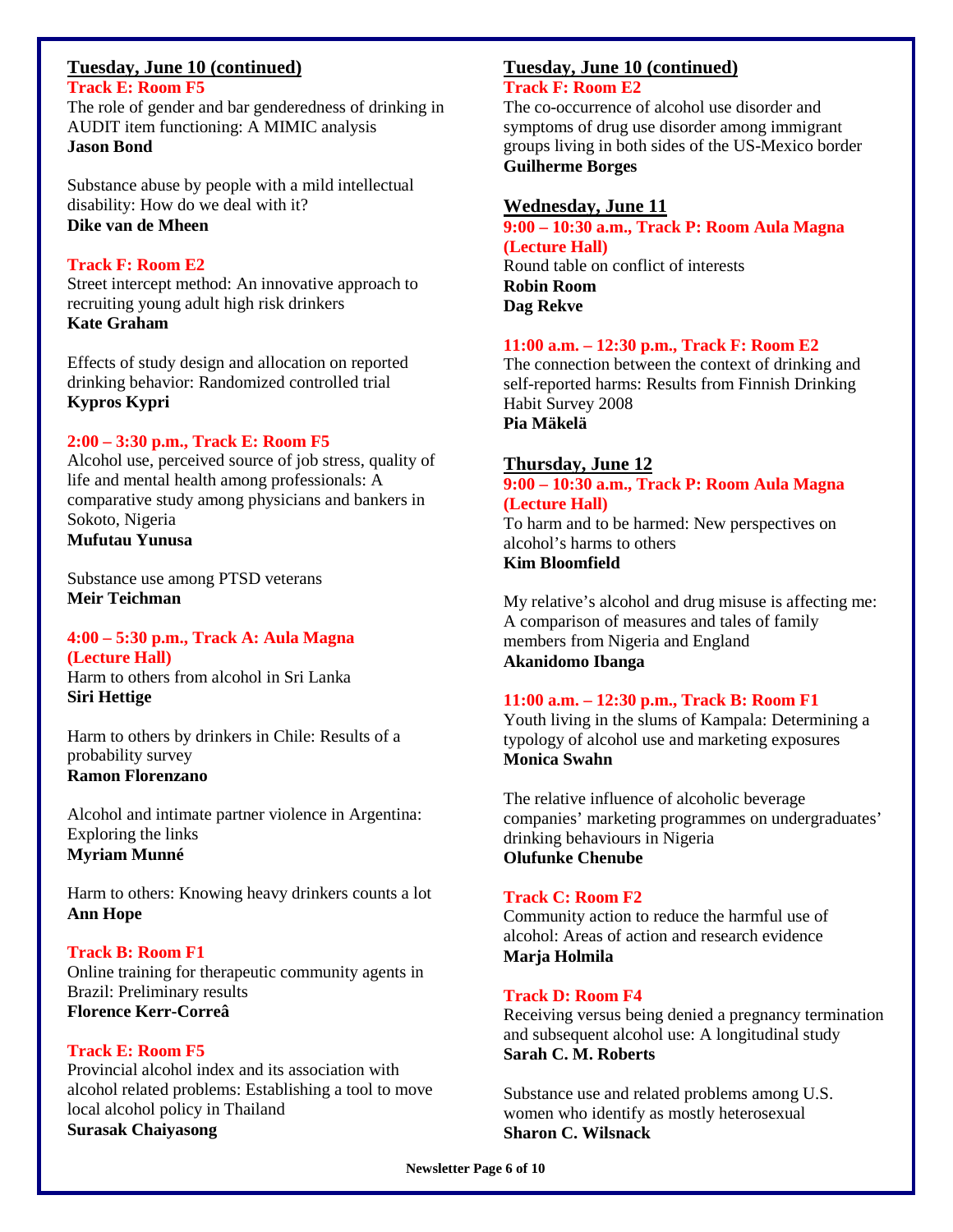## Tuesday, June 10 (continued)

**Track E: Room F5**

The role of gender and bar genderedness of drinking in AUDIT item functioning: A MIMIC analysis
**Jason Bond**

Substance abuse by people with a mild intellectual disability: How do we deal with it?
**Dike van de Mheen**

**Track F: Room E2**

Street intercept method: An innovative approach to recruiting young adult high risk drinkers
**Kate Graham**

Effects of study design and allocation on reported drinking behavior: Randomized controlled trial
**Kypros Kypri**

**2:00 – 3:30 p.m., Track E: Room F5**

Alcohol use, perceived source of job stress, quality of life and mental health among professionals: A comparative study among physicians and bankers in Sokoto, Nigeria
**Mufutau Yunusa**

Substance use among PTSD veterans
**Meir Teichman**

**4:00 – 5:30 p.m., Track A: Aula Magna (Lecture Hall)**

Harm to others from alcohol in Sri Lanka
**Siri Hettige**

Harm to others by drinkers in Chile: Results of a probability survey
**Ramon Florenzano**

Alcohol and intimate partner violence in Argentina: Exploring the links
**Myriam Munné**

Harm to others: Knowing heavy drinkers counts a lot
**Ann Hope**

**Track B: Room F1**

Online training for therapeutic community agents in Brazil: Preliminary results
**Florence Kerr-Correâ**

**Track E: Room F5**

Provincial alcohol index and its association with alcohol related problems: Establishing a tool to move local alcohol policy in Thailand
**Surasak Chaiyasong**

## Tuesday, June 10 (continued)

**Track F: Room E2**

The co-occurrence of alcohol use disorder and symptoms of drug use disorder among immigrant groups living in both sides of the US-Mexico border
**Guilherme Borges**

## Wednesday, June 11

**9:00 – 10:30 a.m., Track P: Room Aula Magna (Lecture Hall)**

Round table on conflict of interests
**Robin Room**
**Dag Rekve**

**11:00 a.m. – 12:30 p.m., Track F: Room E2**

The connection between the context of drinking and self-reported harms: Results from Finnish Drinking Habit Survey 2008
**Pia Mäkelä**

## Thursday, June 12

**9:00 – 10:30 a.m., Track P: Room Aula Magna (Lecture Hall)**

To harm and to be harmed: New perspectives on alcohol's harms to others
**Kim Bloomfield**

My relative's alcohol and drug misuse is affecting me: A comparison of measures and tales of family members from Nigeria and England
**Akanidomo Ibanga**

**11:00 a.m. – 12:30 p.m., Track B: Room F1**

Youth living in the slums of Kampala: Determining a typology of alcohol use and marketing exposures
**Monica Swahn**

The relative influence of alcoholic beverage companies' marketing programmes on undergraduates' drinking behaviours in Nigeria
**Olufunke Chenube**

**Track C: Room F2**

Community action to reduce the harmful use of alcohol: Areas of action and research evidence
**Marja Holmila**

**Track D: Room F4**

Receiving versus being denied a pregnancy termination and subsequent alcohol use: A longitudinal study
**Sarah C. M. Roberts**

Substance use and related problems among U.S. women who identify as mostly heterosexual
**Sharon C. Wilsnack**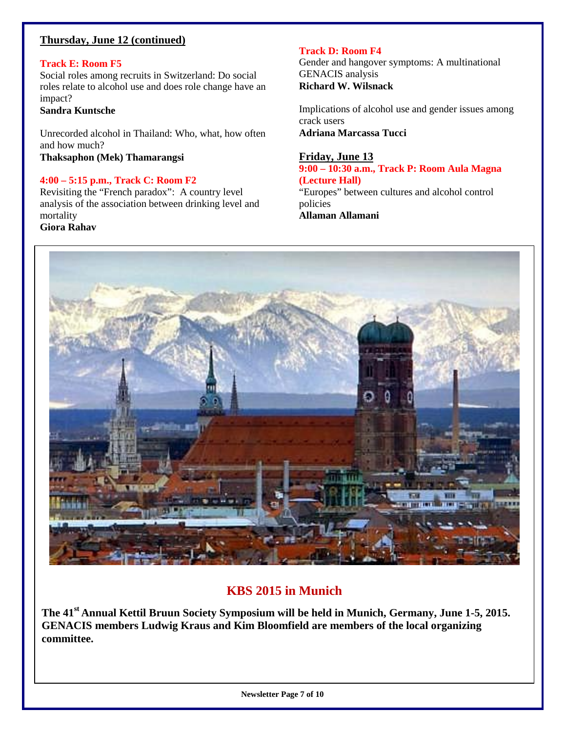**Thursday, June 12 (continued)**

**Track E: Room F5**

Social roles among recruits in Switzerland: Do social roles relate to alcohol use and does role change have an impact?
**Sandra Kuntsche**

Unrecorded alcohol in Thailand: Who, what, how often and how much?
**Thaksaphon (Mek) Thamarangsi**

**4:00 – 5:15 p.m., Track C: Room F2**

Revisiting the "French paradox": A country level analysis of the association between drinking level and mortality
**Giora Rahav**

**Track D: Room F4**

Gender and hangover symptoms: A multinational GENACIS analysis
**Richard W. Wilsnack**

Implications of alcohol use and gender issues among crack users
**Adriana Marcassa Tucci**

**Friday, June 13**

**9:00 – 10:30 a.m., Track P: Room Aula Magna (Lecture Hall)**

"Europes" between cultures and alcohol control policies
**Allaman Allamani**

## KBS 2015 in Munich

**The 41st Annual Kettil Bruun Society Symposium will be held in Munich, Germany, June 1-5, 2015. GENACIS members Ludwig Kraus and Kim Bloomfield are members of the local organizing committee.**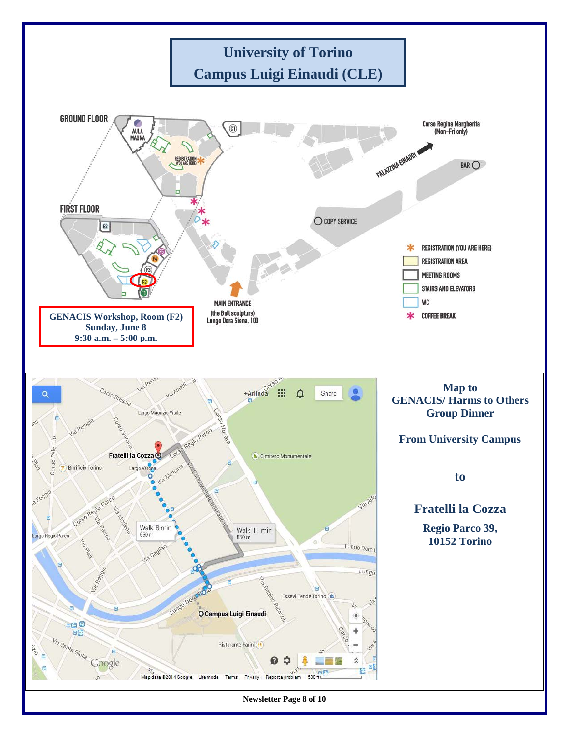# University of Torino
# Campus Luigi Einaudi (CLE)

GROUND FLOOR

AULA MAGNA

REGISTRATION (YOU ARE HERE)

FIRST FLOOR

Corso Regina Margherita (Mon-Fri only)

PALAZZINA EINAUDI

BAR

COPY SERVICE

MAIN ENTRANCE (the Bull sculpture) Lungo Dora Siena, 100

- REGISTRATION (YOU ARE HERE)
- REGISTRATION AREA
- MEETING ROOMS
- STAIRS AND ELEVATORS
- WC
- COFFEE BREAK

**GENACIS Workshop, Room (F2)**
**Sunday, June 8**
**9:30 a.m. – 5:00 p.m.**

## Map to GENACIS/ Harms to Others Group Dinner

**From University Campus**

**to**

## Fratelli la Cozza

**Regio Parco 39,**
**10152 Torino**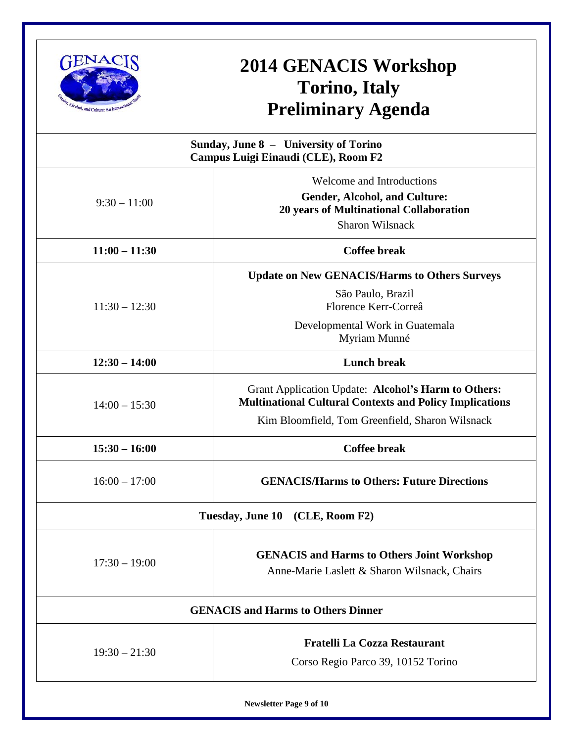# 2014 GENACIS Workshop
# Torino, Italy
# Preliminary Agenda

| Sunday, June 8 – University of Torino Campus Luigi Einaudi (CLE), Room F2 | |
|---|---|
| 9:30 – 11:00 | Welcome and Introductions<br>**Gender, Alcohol, and Culture: 20 years of Multinational Collaboration**<br>Sharon Wilsnack |
| **11:00 – 11:30** | **Coffee break** |
| 11:30 – 12:30 | **Update on New GENACIS/Harms to Others Surveys**<br>São Paulo, Brazil<br>Florence Kerr-Correâ<br>Developmental Work in Guatemala<br>Myriam Munné |
| **12:30 – 14:00** | **Lunch break** |
| 14:00 – 15:30 | Grant Application Update: **Alcohol's Harm to Others: Multinational Cultural Contexts and Policy Implications**<br>Kim Bloomfield, Tom Greenfield, Sharon Wilsnack |
| **15:30 – 16:00** | **Coffee break** |
| 16:00 – 17:00 | **GENACIS/Harms to Others: Future Directions** |
| **Tuesday, June 10 (CLE, Room F2)** | |
| 17:30 – 19:00 | **GENACIS and Harms to Others Joint Workshop**<br>Anne-Marie Laslett & Sharon Wilsnack, Chairs |
| **GENACIS and Harms to Others Dinner** | |
| 19:30 – 21:30 | **Fratelli La Cozza Restaurant**<br>Corso Regio Parco 39, 10152 Torino |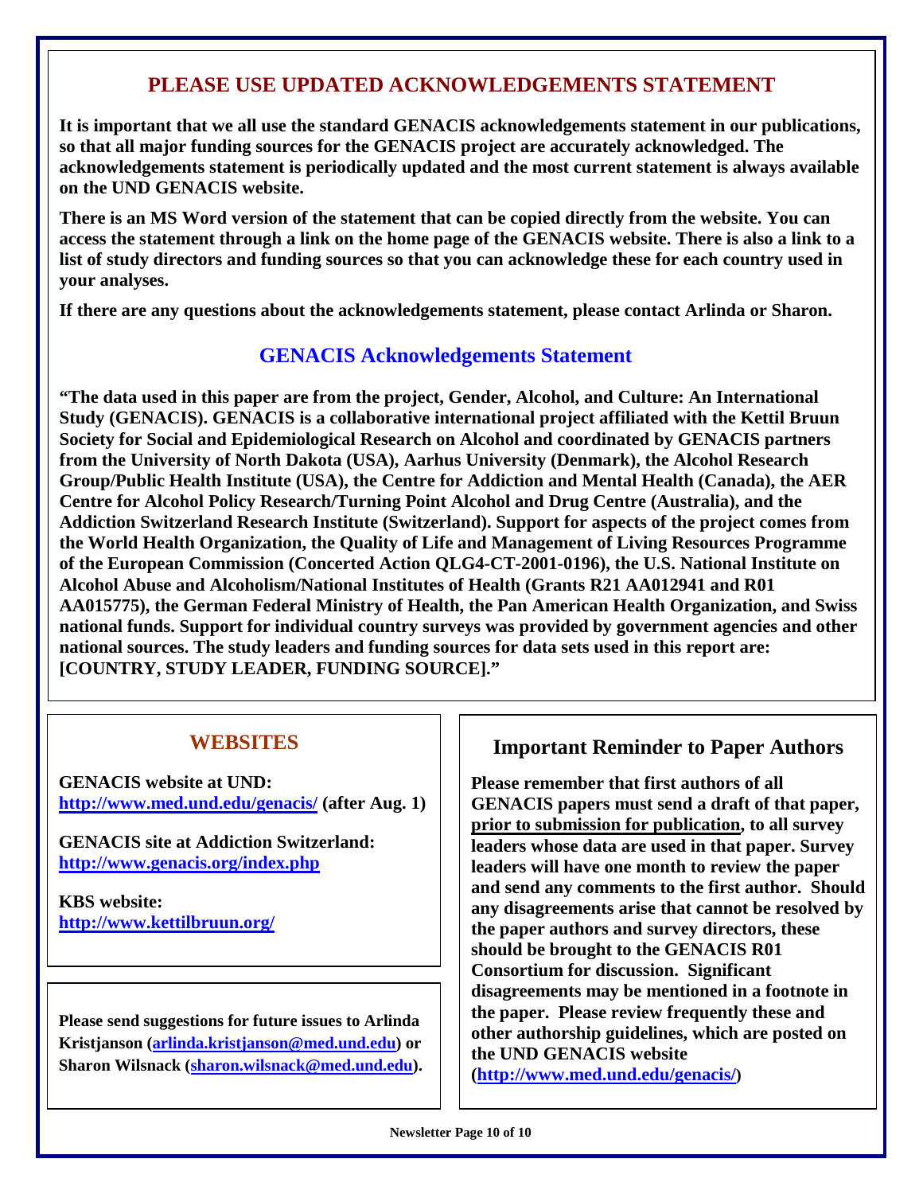## PLEASE USE UPDATED ACKNOWLEDGEMENTS STATEMENT

**It is important that we all use the standard GENACIS acknowledgements statement in our publications, so that all major funding sources for the GENACIS project are accurately acknowledged. The acknowledgements statement is periodically updated and the most current statement is always available on the UND GENACIS website.**

**There is an MS Word version of the statement that can be copied directly from the website. You can access the statement through a link on the home page of the GENACIS website. There is also a link to a list of study directors and funding sources so that you can acknowledge these for each country used in your analyses.**

**If there are any questions about the acknowledgements statement, please contact Arlinda or Sharon.**

## GENACIS Acknowledgements Statement

**"The data used in this paper are from the project, Gender, Alcohol, and Culture: An International Study (GENACIS). GENACIS is a collaborative international project affiliated with the Kettil Bruun Society for Social and Epidemiological Research on Alcohol and coordinated by GENACIS partners from the University of North Dakota (USA), Aarhus University (Denmark), the Alcohol Research Group/Public Health Institute (USA), the Centre for Addiction and Mental Health (Canada), the AER Centre for Alcohol Policy Research/Turning Point Alcohol and Drug Centre (Australia), and the Addiction Switzerland Research Institute (Switzerland). Support for aspects of the project comes from the World Health Organization, the Quality of Life and Management of Living Resources Programme of the European Commission (Concerted Action QLG4-CT-2001-0196), the U.S. National Institute on Alcohol Abuse and Alcoholism/National Institutes of Health (Grants R21 AA012941 and R01 AA015775), the German Federal Ministry of Health, the Pan American Health Organization, and Swiss national funds. Support for individual country surveys was provided by government agencies and other national sources. The study leaders and funding sources for data sets used in this report are: [COUNTRY, STUDY LEADER, FUNDING SOURCE]."**

## WEBSITES

**GENACIS website at UND:**
**http://www.med.und.edu/genacis/ (after Aug. 1)**

**GENACIS site at Addiction Switzerland:**
**http://www.genacis.org/index.php**

**KBS website:**
**http://www.kettilbruun.org/**

**Please send suggestions for future issues to Arlinda Kristjanson (arlinda.kristjanson@med.und.edu) or Sharon Wilsnack (sharon.wilsnack@med.und.edu).**

## Important Reminder to Paper Authors

**Please remember that first authors of all GENACIS papers must send a draft of that paper, prior to submission for publication, to all survey leaders whose data are used in that paper. Survey leaders will have one month to review the paper and send any comments to the first author. Should any disagreements arise that cannot be resolved by the paper authors and survey directors, these should be brought to the GENACIS R01 Consortium for discussion. Significant disagreements may be mentioned in a footnote in the paper. Please review frequently these and other authorship guidelines, which are posted on the UND GENACIS website (http://www.med.und.edu/genacis/)**